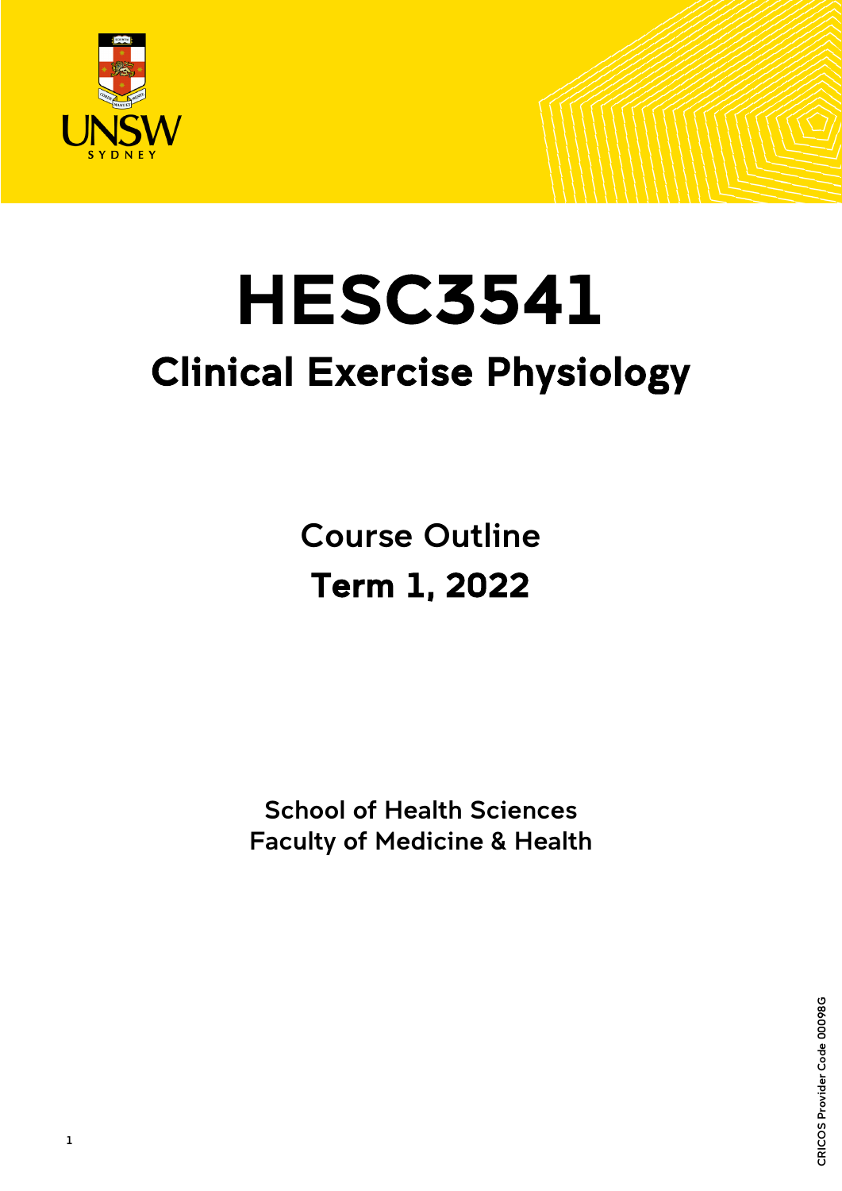# HESC3541

## Clinical Exercise Physiology

Course Outline

**Term 1, 2022**

School of Health Sciences
Faculty of Medicine & Health

CRICOS Provider Code 00098G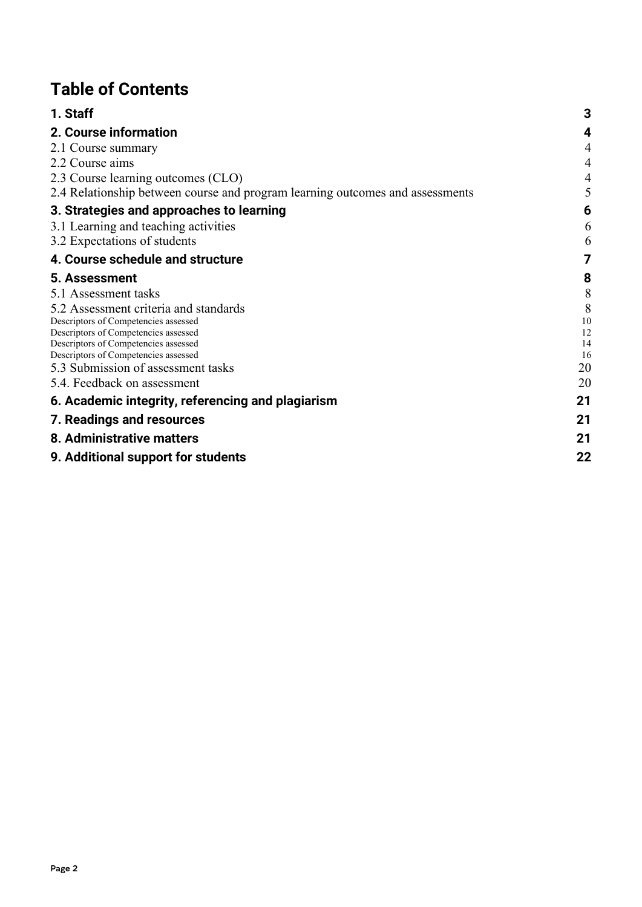# Table of Contents

| | |
|---|---|
| **1. Staff** | **3** |
| **2. Course information** | **4** |
| 2.1 Course summary | 4 |
| 2.2 Course aims | 4 |
| 2.3 Course learning outcomes (CLO) | 4 |
| 2.4 Relationship between course and program learning outcomes and assessments | 5 |
| **3. Strategies and approaches to learning** | **6** |
| 3.1 Learning and teaching activities | 6 |
| 3.2 Expectations of students | 6 |
| **4. Course schedule and structure** | **7** |
| **5. Assessment** | **8** |
| 5.1 Assessment tasks | 8 |
| 5.2 Assessment criteria and standards | 8 |
| Descriptors of Competencies assessed | 10 |
| Descriptors of Competencies assessed | 12 |
| Descriptors of Competencies assessed | 14 |
| Descriptors of Competencies assessed | 16 |
| 5.3 Submission of assessment tasks | 20 |
| 5.4. Feedback on assessment | 20 |
| **6. Academic integrity, referencing and plagiarism** | **21** |
| **7. Readings and resources** | **21** |
| **8. Administrative matters** | **21** |
| **9. Additional support for students** | **22** |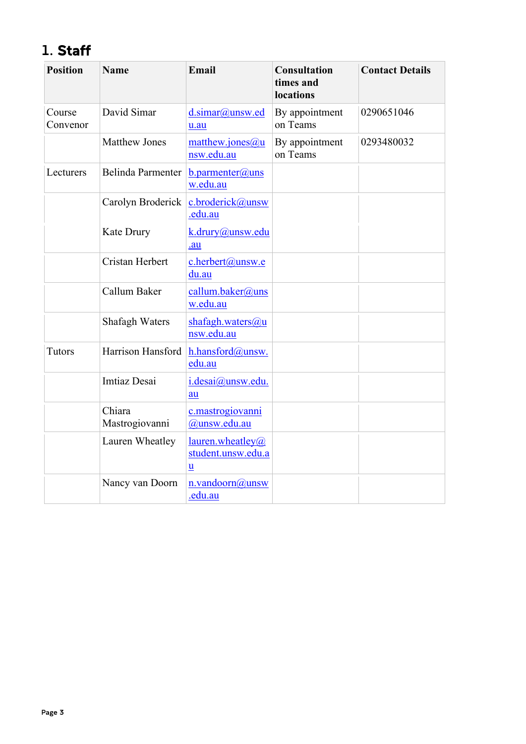## 1. Staff

| Position | Name | Email | Consultation times and locations | Contact Details |
|---|---|---|---|---|
| Course Convenor | David Simar | d.simar@unsw.edu.au | By appointment on Teams | 0290651046 |
| | Matthew Jones | matthew.jones@unsw.edu.au | By appointment on Teams | 0293480032 |
| Lecturers | Belinda Parmenter | b.parmenter@unsw.edu.au | | |
| | Carolyn Broderick | c.broderick@unsw.edu.au | | |
| | Kate Drury | k.drury@unsw.edu.au | | |
| | Cristan Herbert | c.herbert@unsw.edu.au | | |
| | Callum Baker | callum.baker@unsw.edu.au | | |
| | Shafagh Waters | shafagh.waters@unsw.edu.au | | |
| Tutors | Harrison Hansford | h.hansford@unsw.edu.au | | |
| | Imtiaz Desai | i.desai@unsw.edu.au | | |
| | Chiara Mastrogiovanni | c.mastrogiovanni@unsw.edu.au | | |
| | Lauren Wheatley | lauren.wheatley@student.unsw.edu.au | | |
| | Nancy van Doorn | n.vandoorn@unsw.edu.au | | |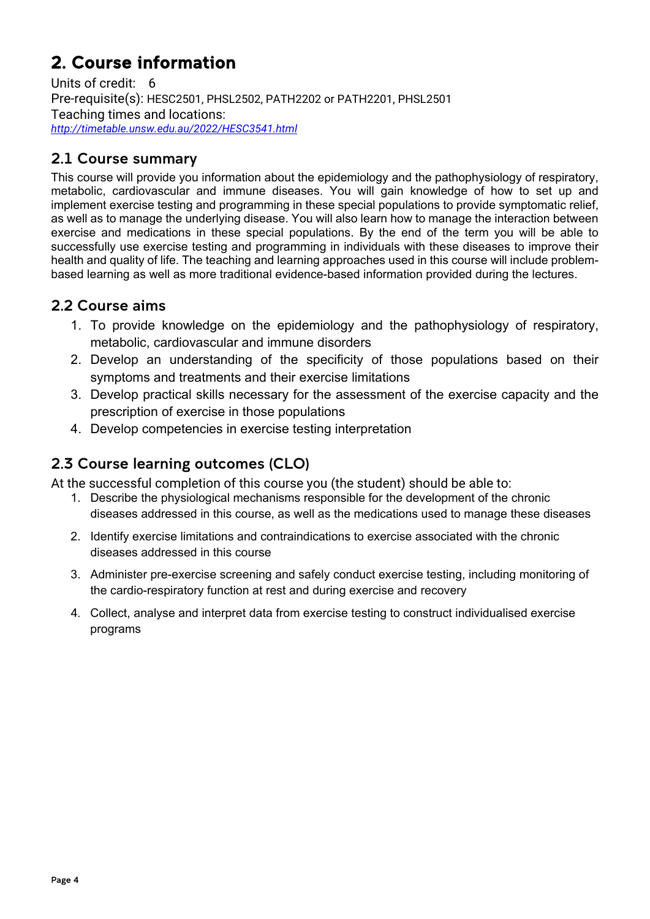# 2. Course information

Units of credit: 6

Pre-requisite(s): HESC2501, PHSL2502, PATH2202 or PATH2201, PHSL2501

Teaching times and locations:

*http://timetable.unsw.edu.au/2022/HESC3541.html*

## 2.1 Course summary

This course will provide you information about the epidemiology and the pathophysiology of respiratory, metabolic, cardiovascular and immune diseases. You will gain knowledge of how to set up and implement exercise testing and programming in these special populations to provide symptomatic relief, as well as to manage the underlying disease. You will also learn how to manage the interaction between exercise and medications in these special populations. By the end of the term you will be able to successfully use exercise testing and programming in individuals with these diseases to improve their health and quality of life. The teaching and learning approaches used in this course will include problem-based learning as well as more traditional evidence-based information provided during the lectures.

## 2.2 Course aims

1. To provide knowledge on the epidemiology and the pathophysiology of respiratory, metabolic, cardiovascular and immune disorders
2. Develop an understanding of the specificity of those populations based on their symptoms and treatments and their exercise limitations
3. Develop practical skills necessary for the assessment of the exercise capacity and the prescription of exercise in those populations
4. Develop competencies in exercise testing interpretation

## 2.3 Course learning outcomes (CLO)

At the successful completion of this course you (the student) should be able to:

1. Describe the physiological mechanisms responsible for the development of the chronic diseases addressed in this course, as well as the medications used to manage these diseases
2. Identify exercise limitations and contraindications to exercise associated with the chronic diseases addressed in this course
3. Administer pre-exercise screening and safely conduct exercise testing, including monitoring of the cardio-respiratory function at rest and during exercise and recovery
4. Collect, analyse and interpret data from exercise testing to construct individualised exercise programs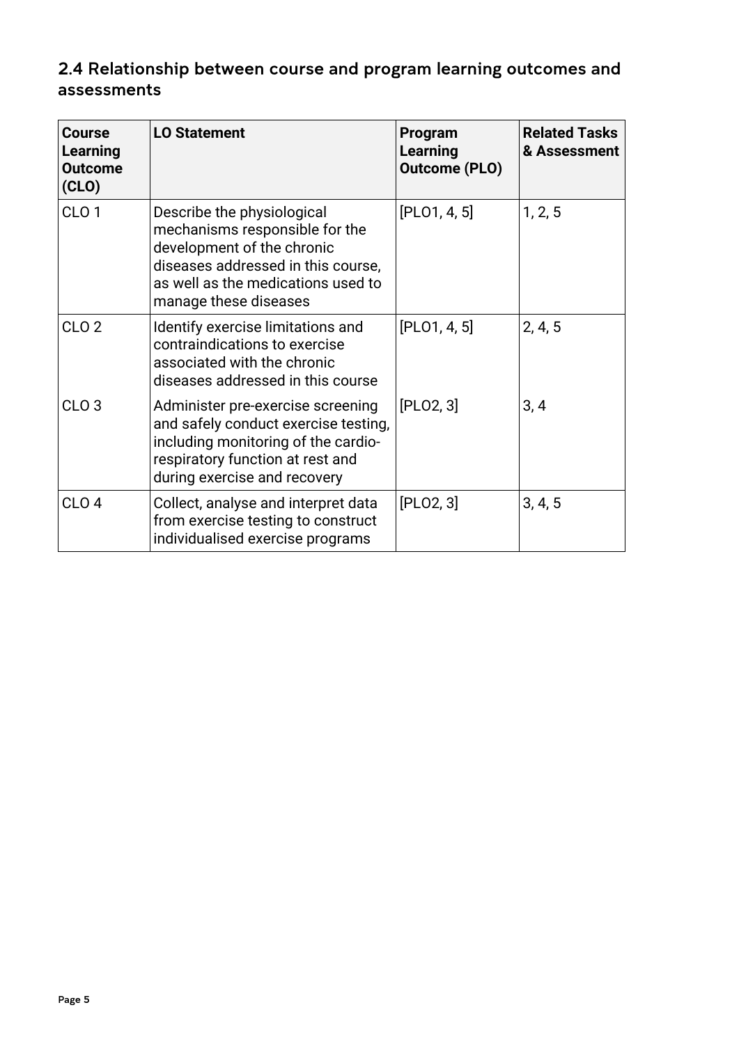## 2.4 Relationship between course and program learning outcomes and assessments

| Course Learning Outcome (CLO) | LO Statement | Program Learning Outcome (PLO) | Related Tasks & Assessment |
| --- | --- | --- | --- |
| CLO 1 | Describe the physiological mechanisms responsible for the development of the chronic diseases addressed in this course, as well as the medications used to manage these diseases | [PLO1, 4, 5] | 1, 2, 5 |
| CLO 2 | Identify exercise limitations and contraindications to exercise associated with the chronic diseases addressed in this course | [PLO1, 4, 5] | 2, 4, 5 |
| CLO 3 | Administer pre-exercise screening and safely conduct exercise testing, including monitoring of the cardio-respiratory function at rest and during exercise and recovery | [PLO2, 3] | 3, 4 |
| CLO 4 | Collect, analyse and interpret data from exercise testing to construct individualised exercise programs | [PLO2, 3] | 3, 4, 5 |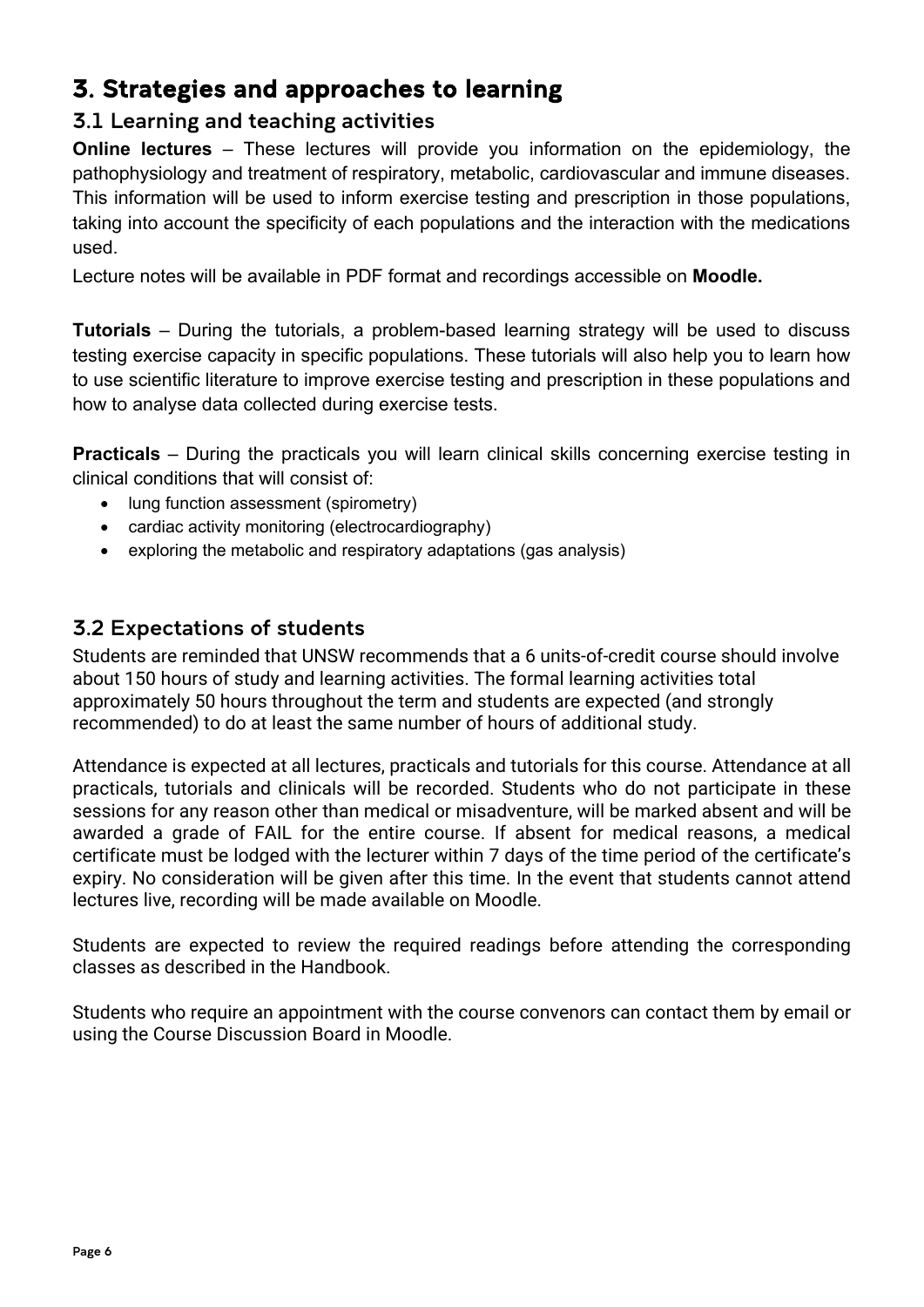# 3. Strategies and approaches to learning

## 3.1 Learning and teaching activities

**Online lectures** – These lectures will provide you information on the epidemiology, the pathophysiology and treatment of respiratory, metabolic, cardiovascular and immune diseases. This information will be used to inform exercise testing and prescription in those populations, taking into account the specificity of each populations and the interaction with the medications used.

Lecture notes will be available in PDF format and recordings accessible on **Moodle.**

**Tutorials** – During the tutorials, a problem-based learning strategy will be used to discuss testing exercise capacity in specific populations. These tutorials will also help you to learn how to use scientific literature to improve exercise testing and prescription in these populations and how to analyse data collected during exercise tests.

**Practicals** – During the practicals you will learn clinical skills concerning exercise testing in clinical conditions that will consist of:

- lung function assessment (spirometry)
- cardiac activity monitoring (electrocardiography)
- exploring the metabolic and respiratory adaptations (gas analysis)

## 3.2 Expectations of students

Students are reminded that UNSW recommends that a 6 units-of-credit course should involve about 150 hours of study and learning activities. The formal learning activities total approximately 50 hours throughout the term and students are expected (and strongly recommended) to do at least the same number of hours of additional study.

Attendance is expected at all lectures, practicals and tutorials for this course. Attendance at all practicals, tutorials and clinicals will be recorded. Students who do not participate in these sessions for any reason other than medical or misadventure, will be marked absent and will be awarded a grade of FAIL for the entire course. If absent for medical reasons, a medical certificate must be lodged with the lecturer within 7 days of the time period of the certificate's expiry. No consideration will be given after this time. In the event that students cannot attend lectures live, recording will be made available on Moodle.

Students are expected to review the required readings before attending the corresponding classes as described in the Handbook.

Students who require an appointment with the course convenors can contact them by email or using the Course Discussion Board in Moodle.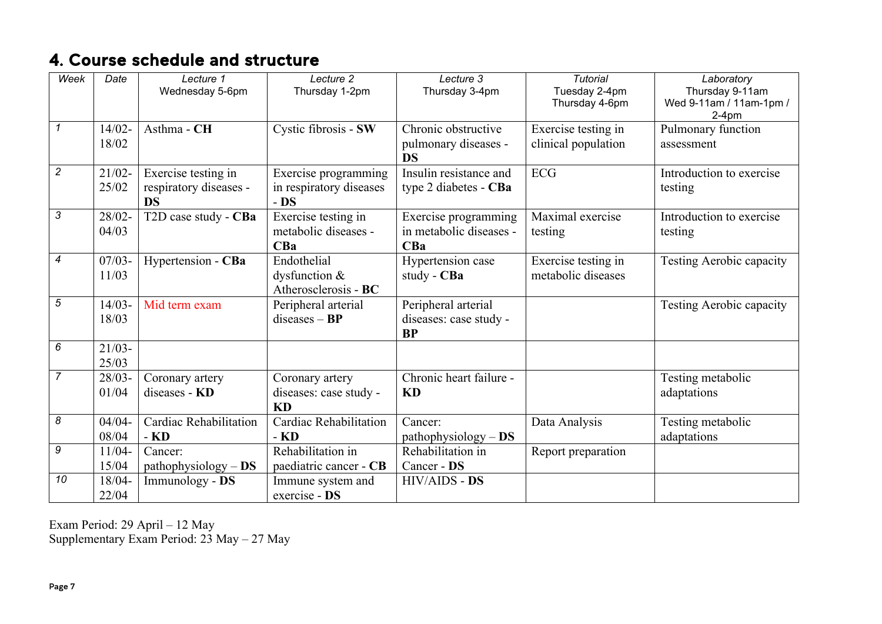## 4. Course schedule and structure

| *Week* | *Date* | *Lecture 1* Wednesday 5-6pm | *Lecture 2* Thursday 1-2pm | *Lecture 3* Thursday 3-4pm | *Tutorial* Tuesday 2-4pm Thursday 4-6pm | *Laboratory* Thursday 9-11am Wed 9-11am / 11am-1pm / 2-4pm |
|---|---|---|---|---|---|---|
| *1* | 14/02-18/02 | Asthma - **CH** | Cystic fibrosis - **SW** | Chronic obstructive pulmonary diseases - **DS** | Exercise testing in clinical population | Pulmonary function assessment |
| *2* | 21/02-25/02 | Exercise testing in respiratory diseases - **DS** | Exercise programming in respiratory diseases - **DS** | Insulin resistance and type 2 diabetes - **CBa** | ECG | Introduction to exercise testing |
| *3* | 28/02-04/03 | T2D case study - **CBa** | Exercise testing in metabolic diseases - **CBa** | Exercise programming in metabolic diseases - **CBa** | Maximal exercise testing | Introduction to exercise testing |
| *4* | 07/03-11/03 | Hypertension - **CBa** | Endothelial dysfunction & Atherosclerosis - **BC** | Hypertension case study - **CBa** | Exercise testing in metabolic diseases | Testing Aerobic capacity |
| *5* | 14/03-18/03 | Mid term exam | Peripheral arterial diseases – **BP** | Peripheral arterial diseases: case study - **BP** | | Testing Aerobic capacity |
| *6* | 21/03-25/03 | | | | | |
| *7* | 28/03-01/04 | Coronary artery diseases - **KD** | Coronary artery diseases: case study - **KD** | Chronic heart failure - **KD** | | Testing metabolic adaptations |
| *8* | 04/04-08/04 | Cardiac Rehabilitation - **KD** | Cardiac Rehabilitation - **KD** | Cancer: pathophysiology – **DS** | Data Analysis | Testing metabolic adaptations |
| *9* | 11/04-15/04 | Cancer: pathophysiology – **DS** | Rehabilitation in paediatric cancer - **CB** | Rehabilitation in Cancer - **DS** | Report preparation | |
| *10* | 18/04-22/04 | Immunology - **DS** | Immune system and exercise - **DS** | HIV/AIDS - **DS** | | |

Exam Period: 29 April – 12 May
Supplementary Exam Period: 23 May – 27 May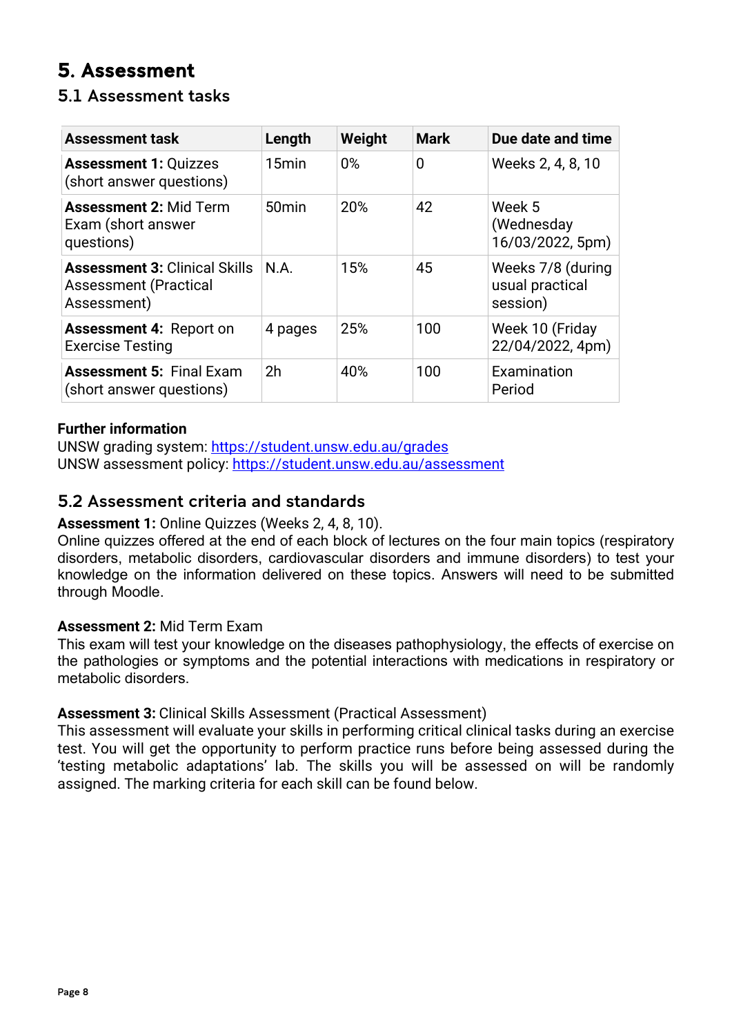# 5. Assessment

## 5.1 Assessment tasks

| Assessment task | Length | Weight | Mark | Due date and time |
|---|---|---|---|---|
| **Assessment 1:** Quizzes (short answer questions) | 15min | 0% | 0 | Weeks 2, 4, 8, 10 |
| **Assessment 2:** Mid Term Exam (short answer questions) | 50min | 20% | 42 | Week 5 (Wednesday 16/03/2022, 5pm) |
| **Assessment 3:** Clinical Skills Assessment (Practical Assessment) | N.A. | 15% | 45 | Weeks 7/8 (during usual practical session) |
| **Assessment 4:** Report on Exercise Testing | 4 pages | 25% | 100 | Week 10 (Friday 22/04/2022, 4pm) |
| **Assessment 5:** Final Exam (short answer questions) | 2h | 40% | 100 | Examination Period |

**Further information**

UNSW grading system: https://student.unsw.edu.au/grades

UNSW assessment policy: https://student.unsw.edu.au/assessment

## 5.2 Assessment criteria and standards

**Assessment 1:** Online Quizzes (Weeks 2, 4, 8, 10).

Online quizzes offered at the end of each block of lectures on the four main topics (respiratory disorders, metabolic disorders, cardiovascular disorders and immune disorders) to test your knowledge on the information delivered on these topics. Answers will need to be submitted through Moodle.

**Assessment 2:** Mid Term Exam

This exam will test your knowledge on the diseases pathophysiology, the effects of exercise on the pathologies or symptoms and the potential interactions with medications in respiratory or metabolic disorders.

**Assessment 3:** Clinical Skills Assessment (Practical Assessment)

This assessment will evaluate your skills in performing critical clinical tasks during an exercise test. You will get the opportunity to perform practice runs before being assessed during the 'testing metabolic adaptations' lab. The skills you will be assessed on will be randomly assigned. The marking criteria for each skill can be found below.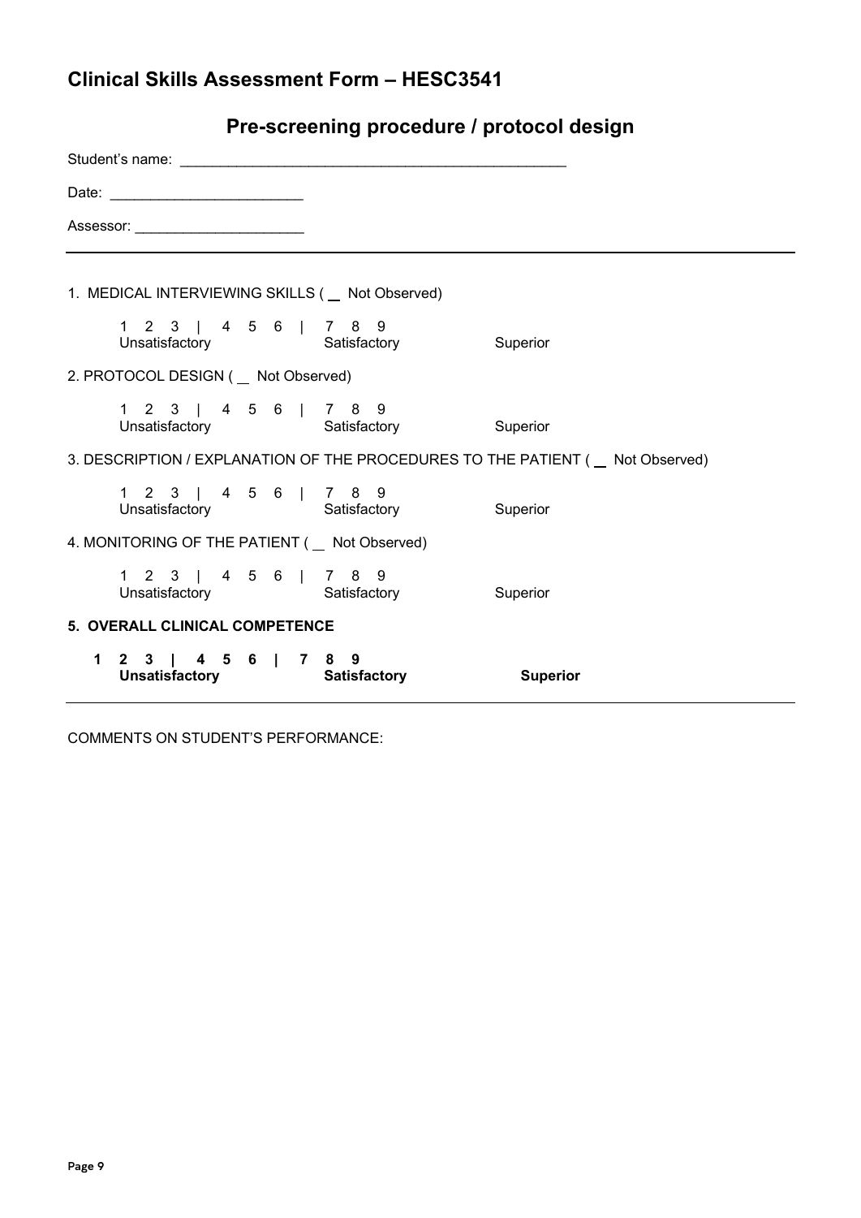## Clinical Skills Assessment Form – HESC3541

### Pre-screening procedure / protocol design

Student's name: _______________________________________________

Date: ________________________

Assessor: _____________________

---

1. MEDICAL INTERVIEWING SKILLS ( __ Not Observed)

   1 2 3 | 4 5 6 | 7 8 9
   Unsatisfactory Satisfactory Superior

2. PROTOCOL DESIGN ( __ Not Observed)

   1 2 3 | 4 5 6 | 7 8 9
   Unsatisfactory Satisfactory Superior

3. DESCRIPTION / EXPLANATION OF THE PROCEDURES TO THE PATIENT ( __ Not Observed)

   1 2 3 | 4 5 6 | 7 8 9
   Unsatisfactory Satisfactory Superior

4. MONITORING OF THE PATIENT ( __ Not Observed)

   1 2 3 | 4 5 6 | 7 8 9
   Unsatisfactory Satisfactory Superior

**5. OVERALL CLINICAL COMPETENCE**

   **1 2 3 | 4 5 6 | 7 8 9**
   **Unsatisfactory Satisfactory Superior**

---

COMMENTS ON STUDENT'S PERFORMANCE: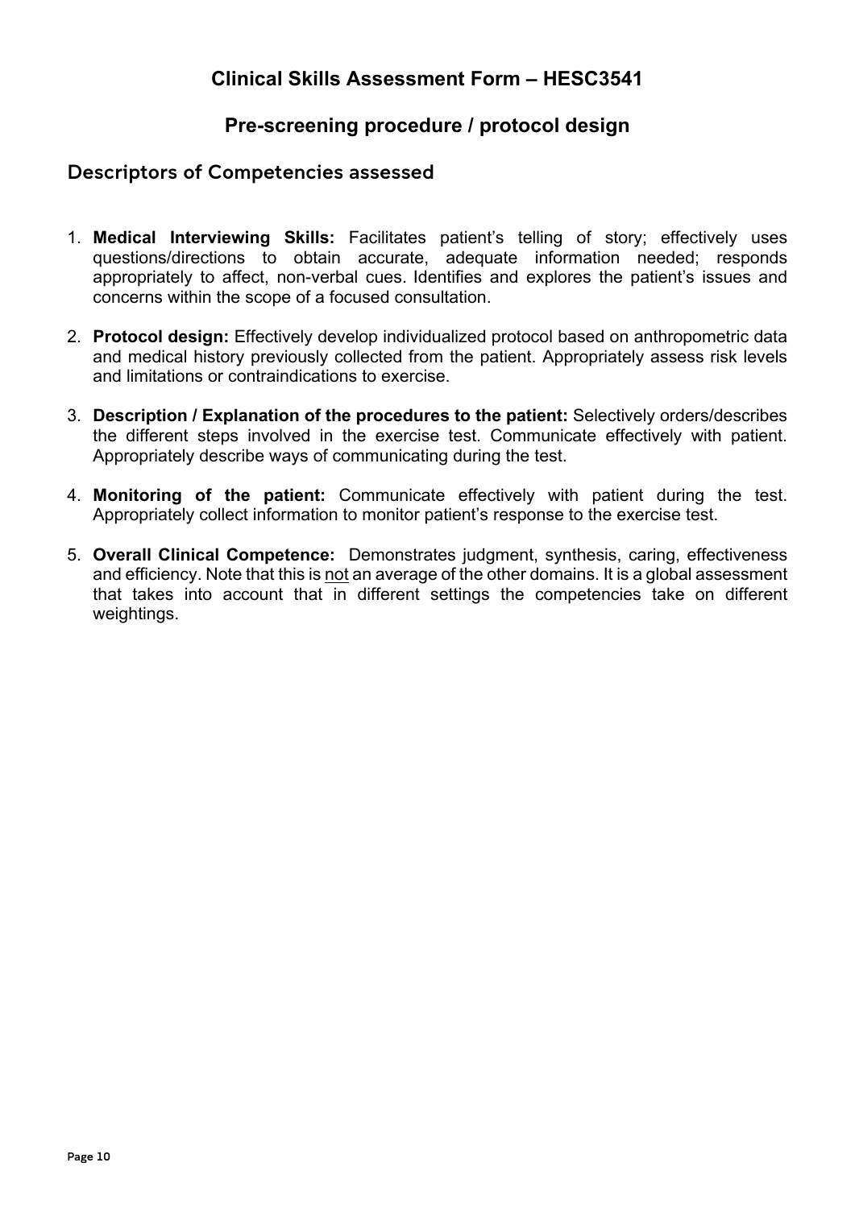# Clinical Skills Assessment Form – HESC3541

## Pre-screening procedure / protocol design

### Descriptors of Competencies assessed

1. **Medical Interviewing Skills:** Facilitates patient's telling of story; effectively uses questions/directions to obtain accurate, adequate information needed; responds appropriately to affect, non-verbal cues. Identifies and explores the patient's issues and concerns within the scope of a focused consultation.

2. **Protocol design:** Effectively develop individualized protocol based on anthropometric data and medical history previously collected from the patient. Appropriately assess risk levels and limitations or contraindications to exercise.

3. **Description / Explanation of the procedures to the patient:** Selectively orders/describes the different steps involved in the exercise test. Communicate effectively with patient. Appropriately describe ways of communicating during the test.

4. **Monitoring of the patient:** Communicate effectively with patient during the test. Appropriately collect information to monitor patient's response to the exercise test.

5. **Overall Clinical Competence:** Demonstrates judgment, synthesis, caring, effectiveness and efficiency. Note that this is <u>not</u> an average of the other domains. It is a global assessment that takes into account that in different settings the competencies take on different weightings.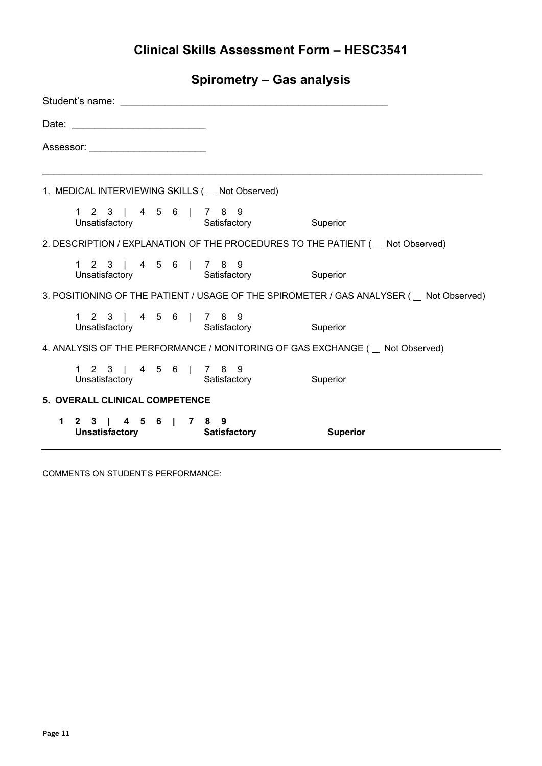# Clinical Skills Assessment Form – HESC3541

## Spirometry – Gas analysis

Student's name: ______________________________________________

Date: ______________________

Assessor: ___________________

---

1. MEDICAL INTERVIEWING SKILLS ( __ Not Observed)

   1 2 3 | 4 5 6 | 7 8 9
   Unsatisfactory Satisfactory Superior

2. DESCRIPTION / EXPLANATION OF THE PROCEDURES TO THE PATIENT ( __ Not Observed)

   1 2 3 | 4 5 6 | 7 8 9
   Unsatisfactory Satisfactory Superior

3. POSITIONING OF THE PATIENT / USAGE OF THE SPIROMETER / GAS ANALYSER ( __ Not Observed)

   1 2 3 | 4 5 6 | 7 8 9
   Unsatisfactory Satisfactory Superior

4. ANALYSIS OF THE PERFORMANCE / MONITORING OF GAS EXCHANGE ( __ Not Observed)

   1 2 3 | 4 5 6 | 7 8 9
   Unsatisfactory Satisfactory Superior

**5. OVERALL CLINICAL COMPETENCE**

   **1 2 3 | 4 5 6 | 7 8 9**
   **Unsatisfactory Satisfactory Superior**

---

COMMENTS ON STUDENT'S PERFORMANCE: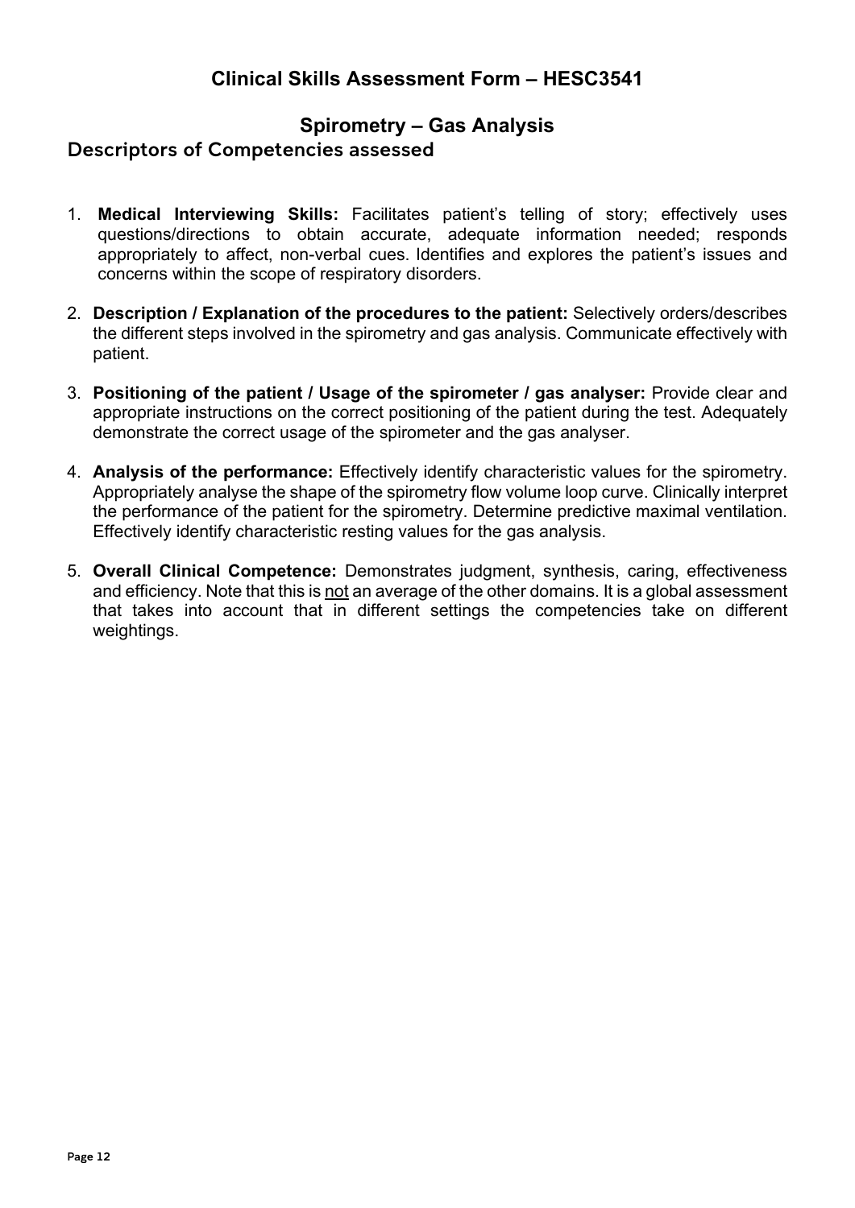# Clinical Skills Assessment Form – HESC3541

## Spirometry – Gas Analysis

### Descriptors of Competencies assessed

1. **Medical Interviewing Skills:** Facilitates patient's telling of story; effectively uses questions/directions to obtain accurate, adequate information needed; responds appropriately to affect, non-verbal cues. Identifies and explores the patient's issues and concerns within the scope of respiratory disorders.

2. **Description / Explanation of the procedures to the patient:** Selectively orders/describes the different steps involved in the spirometry and gas analysis. Communicate effectively with patient.

3. **Positioning of the patient / Usage of the spirometer / gas analyser:** Provide clear and appropriate instructions on the correct positioning of the patient during the test. Adequately demonstrate the correct usage of the spirometer and the gas analyser.

4. **Analysis of the performance:** Effectively identify characteristic values for the spirometry. Appropriately analyse the shape of the spirometry flow volume loop curve. Clinically interpret the performance of the patient for the spirometry. Determine predictive maximal ventilation. Effectively identify characteristic resting values for the gas analysis.

5. **Overall Clinical Competence:** Demonstrates judgment, synthesis, caring, effectiveness and efficiency. Note that this is not an average of the other domains. It is a global assessment that takes into account that in different settings the competencies take on different weightings.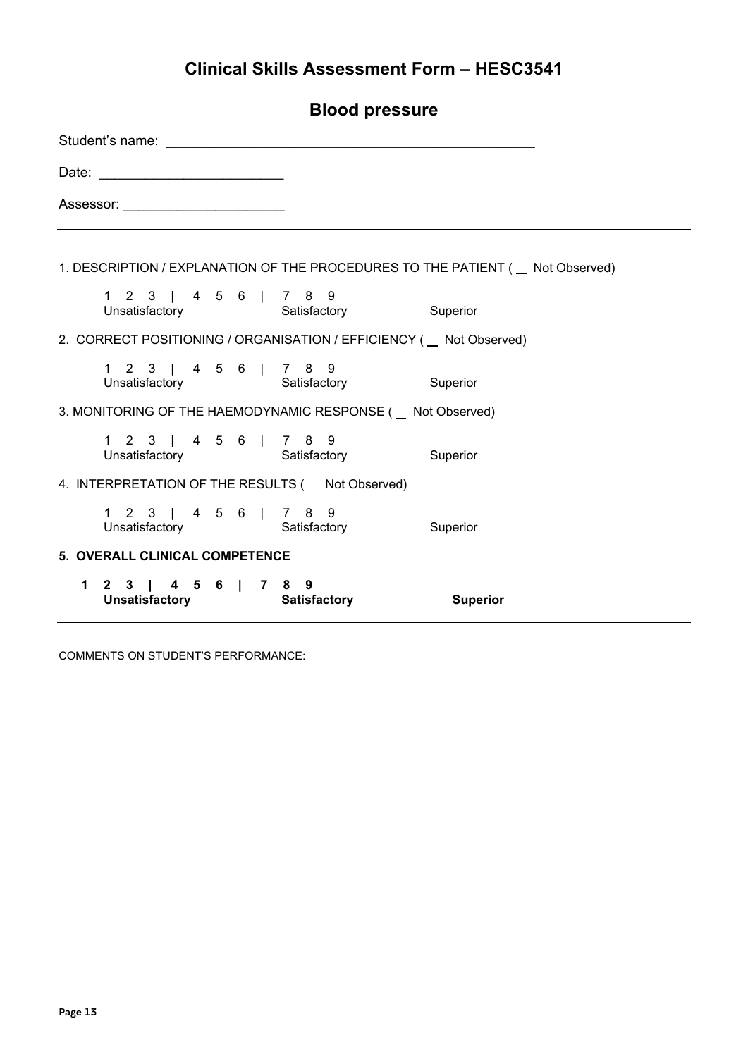# Clinical Skills Assessment Form – HESC3541

## Blood pressure

Student's name: ____________________________________________

Date: ______________________

Assessor: ___________________

---

1. DESCRIPTION / EXPLANATION OF THE PROCEDURES TO THE PATIENT ( __ Not Observed)

   1 2 3 | 4 5 6 | 7 8 9
   Unsatisfactory Satisfactory Superior

2. CORRECT POSITIONING / ORGANISATION / EFFICIENCY ( __ Not Observed)

   1 2 3 | 4 5 6 | 7 8 9
   Unsatisfactory Satisfactory Superior

3. MONITORING OF THE HAEMODYNAMIC RESPONSE ( __ Not Observed)

   1 2 3 | 4 5 6 | 7 8 9
   Unsatisfactory Satisfactory Superior

4. INTERPRETATION OF THE RESULTS ( __ Not Observed)

   1 2 3 | 4 5 6 | 7 8 9
   Unsatisfactory Satisfactory Superior

**5. OVERALL CLINICAL COMPETENCE**

   **1 2 3 | 4 5 6 | 7 8 9**
   **Unsatisfactory Satisfactory Superior**

---

COMMENTS ON STUDENT'S PERFORMANCE: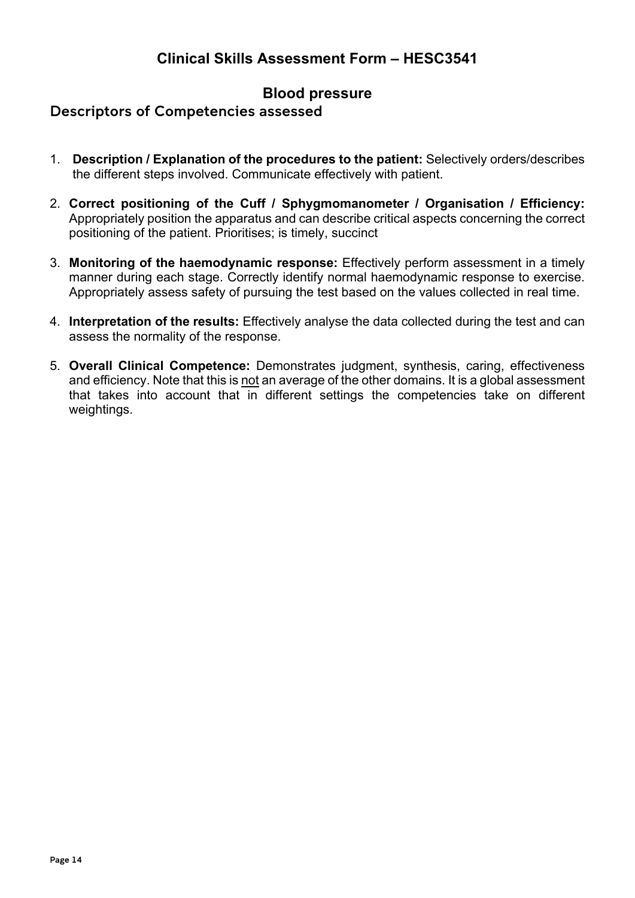# Clinical Skills Assessment Form – HESC3541

## Blood pressure

### Descriptors of Competencies assessed

1. **Description / Explanation of the procedures to the patient:** Selectively orders/describes the different steps involved. Communicate effectively with patient.

2. **Correct positioning of the Cuff / Sphygmomanometer / Organisation / Efficiency:** Appropriately position the apparatus and can describe critical aspects concerning the correct positioning of the patient. Prioritises; is timely, succinct

3. **Monitoring of the haemodynamic response:** Effectively perform assessment in a timely manner during each stage. Correctly identify normal haemodynamic response to exercise. Appropriately assess safety of pursuing the test based on the values collected in real time.

4. **Interpretation of the results:** Effectively analyse the data collected during the test and can assess the normality of the response.

5. **Overall Clinical Competence:** Demonstrates judgment, synthesis, caring, effectiveness and efficiency. Note that this is <u>not</u> an average of the other domains. It is a global assessment that takes into account that in different settings the competencies take on different weightings.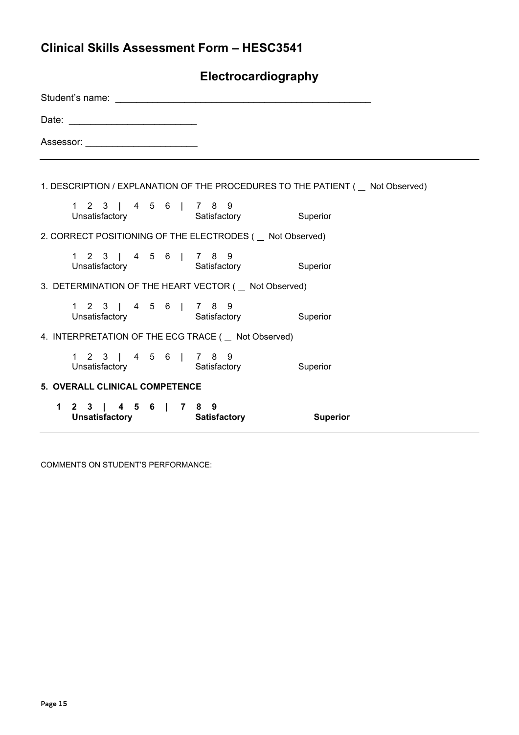## Clinical Skills Assessment Form – HESC3541

### Electrocardiography

Student's name: ______________________________________________

Date: ______________________

Assessor: ____________________

---

1. DESCRIPTION / EXPLANATION OF THE PROCEDURES TO THE PATIENT ( __ Not Observed)

   1 2 3 | 4 5 6 | 7 8 9
   Unsatisfactory Satisfactory Superior

2. CORRECT POSITIONING OF THE ELECTRODES ( __ Not Observed)

   1 2 3 | 4 5 6 | 7 8 9
   Unsatisfactory Satisfactory Superior

3. DETERMINATION OF THE HEART VECTOR ( __ Not Observed)

   1 2 3 | 4 5 6 | 7 8 9
   Unsatisfactory Satisfactory Superior

4. INTERPRETATION OF THE ECG TRACE ( __ Not Observed)

   1 2 3 | 4 5 6 | 7 8 9
   Unsatisfactory Satisfactory Superior

**5. OVERALL CLINICAL COMPETENCE**

**1 2 3 | 4 5 6 | 7 8 9**
**Unsatisfactory Satisfactory Superior**

---

COMMENTS ON STUDENT'S PERFORMANCE: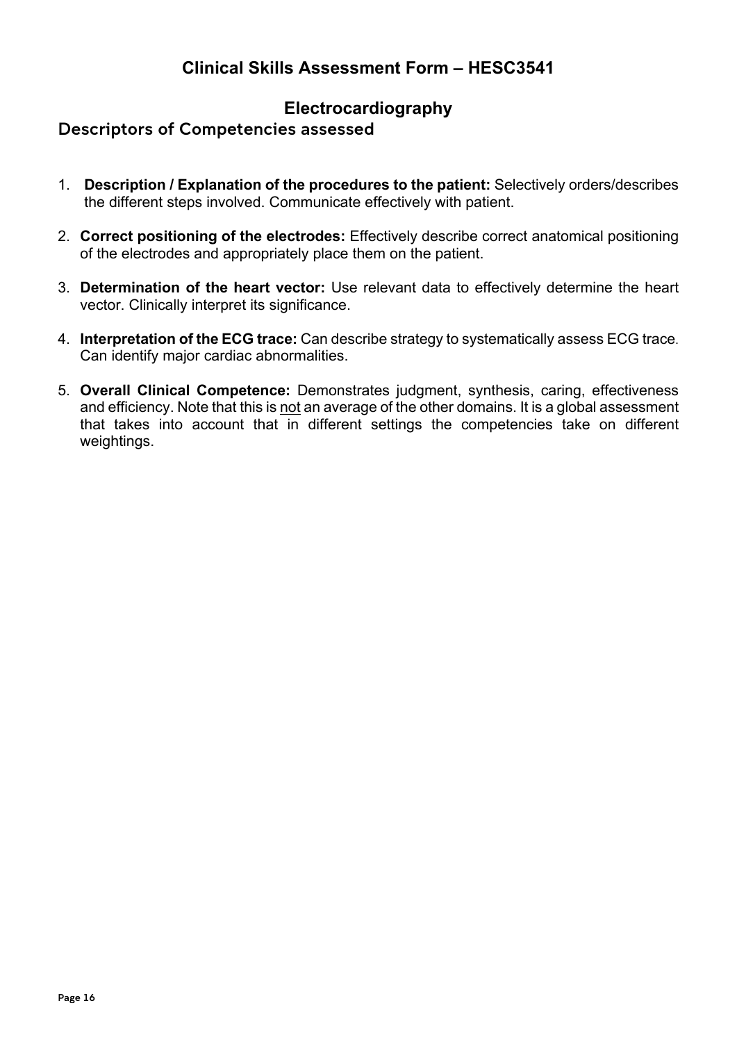# Clinical Skills Assessment Form – HESC3541

## Electrocardiography

### Descriptors of Competencies assessed

1. **Description / Explanation of the procedures to the patient:** Selectively orders/describes the different steps involved. Communicate effectively with patient.

2. **Correct positioning of the electrodes:** Effectively describe correct anatomical positioning of the electrodes and appropriately place them on the patient.

3. **Determination of the heart vector:** Use relevant data to effectively determine the heart vector. Clinically interpret its significance.

4. **Interpretation of the ECG trace:** Can describe strategy to systematically assess ECG trace. Can identify major cardiac abnormalities.

5. **Overall Clinical Competence:** Demonstrates judgment, synthesis, caring, effectiveness and efficiency. Note that this is <u>not</u> an average of the other domains. It is a global assessment that takes into account that in different settings the competencies take on different weightings.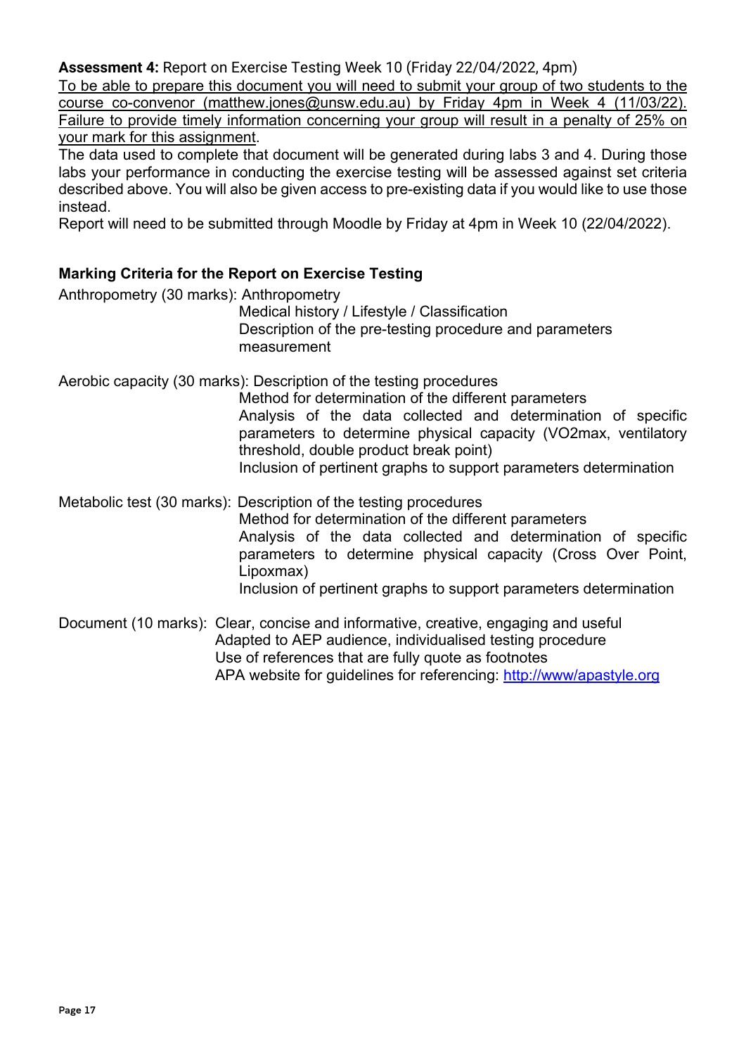**Assessment 4:** Report on Exercise Testing Week 10 (Friday 22/04/2022, 4pm)

<u>To be able to prepare this document you will need to submit your group of two students to the course co-convenor (matthew.jones@unsw.edu.au) by Friday 4pm in Week 4 (11/03/22). Failure to provide timely information concerning your group will result in a penalty of 25% on your mark for this assignment</u>.

The data used to complete that document will be generated during labs 3 and 4. During those labs your performance in conducting the exercise testing will be assessed against set criteria described above. You will also be given access to pre-existing data if you would like to use those instead.

Report will need to be submitted through Moodle by Friday at 4pm in Week 10 (22/04/2022).

### Marking Criteria for the Report on Exercise Testing

Anthropometry (30 marks): Anthropometry
Medical history / Lifestyle / Classification
Description of the pre-testing procedure and parameters measurement

Aerobic capacity (30 marks): Description of the testing procedures
Method for determination of the different parameters
Analysis of the data collected and determination of specific parameters to determine physical capacity (VO2max, ventilatory threshold, double product break point)
Inclusion of pertinent graphs to support parameters determination

Metabolic test (30 marks): Description of the testing procedures
Method for determination of the different parameters
Analysis of the data collected and determination of specific parameters to determine physical capacity (Cross Over Point, Lipoxmax)
Inclusion of pertinent graphs to support parameters determination

Document (10 marks): Clear, concise and informative, creative, engaging and useful
Adapted to AEP audience, individualised testing procedure
Use of references that are fully quote as footnotes
APA website for guidelines for referencing: [http://www/apastyle.org](http://www/apastyle.org)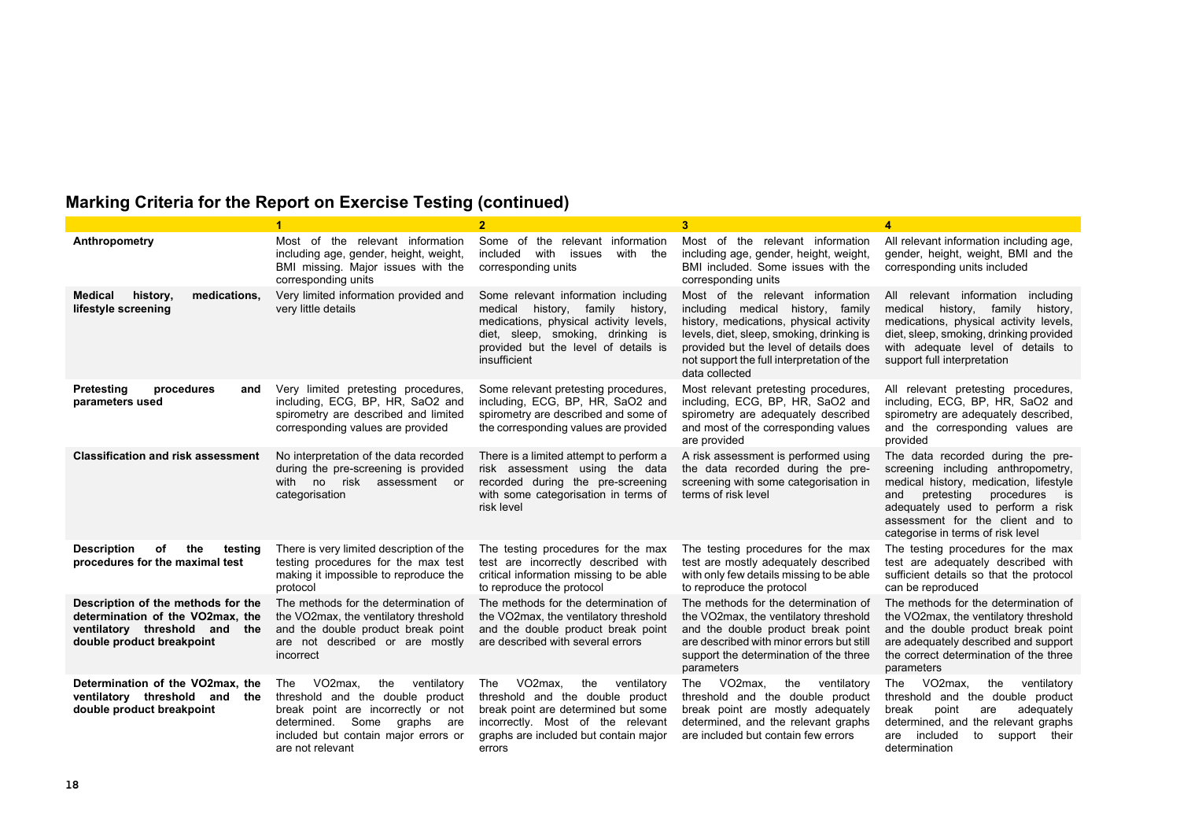## Marking Criteria for the Report on Exercise Testing (continued)

| | 1 | 2 | 3 | 4 |
|---|---|---|---|---|
| **Anthropometry** | Most of the relevant information including age, gender, height, weight, BMI missing. Major issues with the corresponding units | Some of the relevant information included with issues with the corresponding units | Most of the relevant information including age, gender, height, weight, BMI included. Some issues with the corresponding units | All relevant information including age, gender, height, weight, BMI and the corresponding units included |
| **Medical history, medications, lifestyle screening** | Very limited information provided and very little details | Some relevant information including medical history, family history, medications, physical activity levels, diet, sleep, smoking, drinking is provided but the level of details is insufficient | Most of the relevant information including medical history, family history, medications, physical activity levels, diet, sleep, smoking, drinking is provided but the level of details does not support the full interpretation of the data collected | All relevant information including medical history, family history, medications, physical activity levels, diet, sleep, smoking, drinking provided with adequate level of details to support full interpretation |
| **Pretesting procedures and parameters used** | Very limited pretesting procedures, including, ECG, BP, HR, SaO2 and spirometry are described and limited corresponding values are provided | Some relevant pretesting procedures, including, ECG, BP, HR, SaO2 and spirometry are described and some of the corresponding values are provided | Most relevant pretesting procedures, including, ECG, BP, HR, SaO2 and spirometry are adequately described and most of the corresponding values are provided | All relevant pretesting procedures, including, ECG, BP, HR, SaO2 and spirometry are adequately described, and the corresponding values are provided |
| **Classification and risk assessment** | No interpretation of the data recorded during the pre-screening is provided with no risk assessment or categorisation | There is a limited attempt to perform a risk assessment using the data recorded during the pre-screening with some categorisation in terms of risk level | A risk assessment is performed using the data recorded during the pre-screening with some categorisation in terms of risk level | The data recorded during the pre-screening including anthropometry, medical history, medication, lifestyle and pretesting procedures is adequately used to perform a risk assessment for the client and to categorise in terms of risk level |
| **Description of the testing procedures for the maximal test** | There is very limited description of the testing procedures for the max test making it impossible to reproduce the protocol | The testing procedures for the max test are incorrectly described with critical information missing to be able to reproduce the protocol | The testing procedures for the max test are mostly adequately described with only few details missing to be able to reproduce the protocol | The testing procedures for the max test are adequately described with sufficient details so that the protocol can be reproduced |
| **Description of the methods for the determination of the VO2max, the ventilatory threshold and the double product breakpoint** | The methods for the determination of the VO2max, the ventilatory threshold and the double product break point are not described or are mostly incorrect | The methods for the determination of the VO2max, the ventilatory threshold and the double product break point are described with several errors | The methods for the determination of the VO2max, the ventilatory threshold and the double product break point are described with minor errors but still support the determination of the three parameters | The methods for the determination of the VO2max, the ventilatory threshold and the double product break point are adequately described and support the correct determination of the three parameters |
| **Determination of the VO2max, the ventilatory threshold and the double product breakpoint** | The VO2max, the ventilatory threshold and the double product break point are incorrectly or not determined. Some graphs are included but contain major errors or are not relevant | The VO2max, the ventilatory threshold and the double product break point are determined but some incorrectly. Most of the relevant graphs are included but contain major errors | The VO2max, the ventilatory threshold and the double product break point are mostly adequately determined, and the relevant graphs are included but contain few errors | The VO2max, the ventilatory threshold and the double product break point are adequately determined, and the relevant graphs are included to support their determination |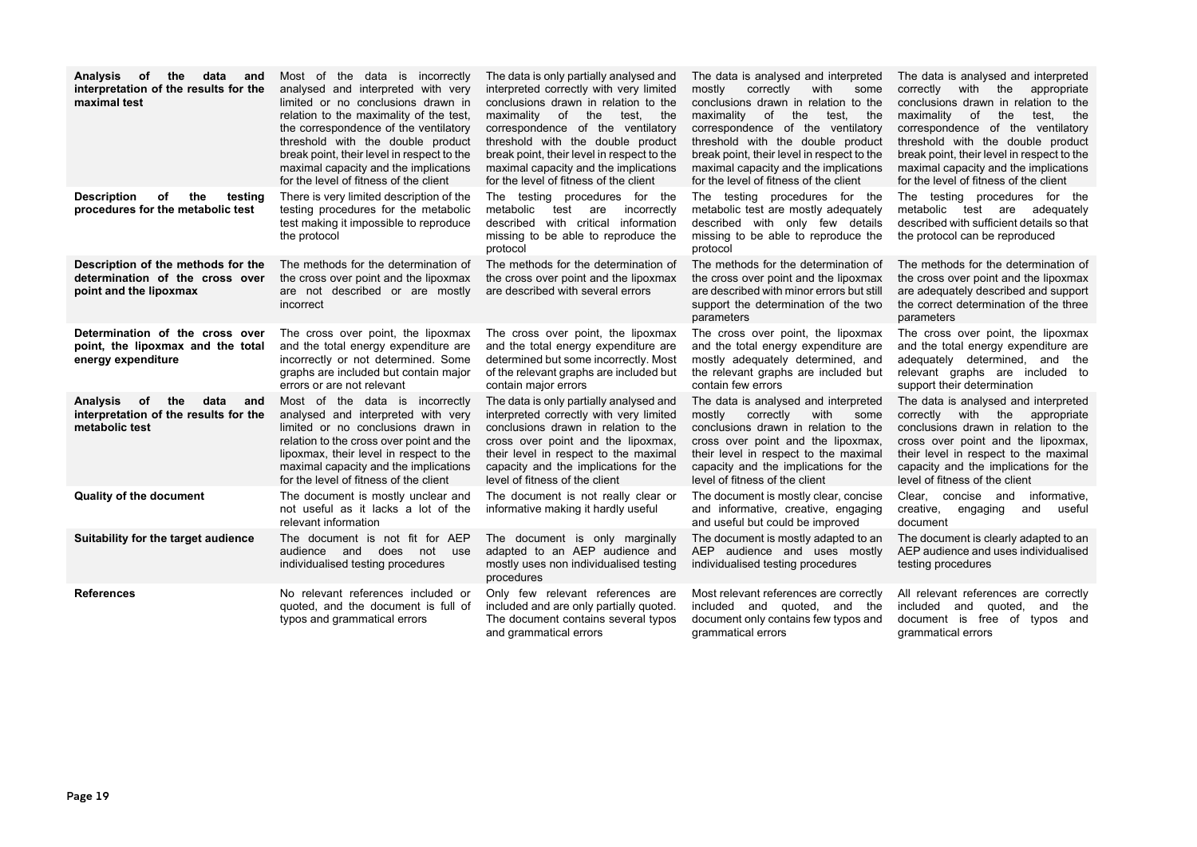| | | | | |
|---|---|---|---|---|
| **Analysis of the data and interpretation of the results for the maximal test** | Most of the data is incorrectly analysed and interpreted with very limited or no conclusions drawn in relation to the maximality of the test, the correspondence of the ventilatory threshold with the double product break point, their level in respect to the maximal capacity and the implications for the level of fitness of the client | The data is only partially analysed and interpreted correctly with very limited conclusions drawn in relation to the maximality of the test, the correspondence of the ventilatory threshold with the double product break point, their level in respect to the maximal capacity and the implications for the level of fitness of the client | The data is analysed and interpreted mostly correctly with some conclusions drawn in relation to the maximality of the test, the correspondence of the ventilatory threshold with the double product break point, their level in respect to the maximal capacity and the implications for the level of fitness of the client | The data is analysed and interpreted correctly with the appropriate conclusions drawn in relation to the maximality of the test, the correspondence of the ventilatory threshold with the double product break point, their level in respect to the maximal capacity and the implications for the level of fitness of the client |
| **Description of the testing procedures for the metabolic test** | There is very limited description of the testing procedures for the metabolic test making it impossible to reproduce the protocol | The testing procedures for the metabolic test are incorrectly described with critical information missing to be able to reproduce the protocol | The testing procedures for the metabolic test are mostly adequately described with only few details missing to be able to reproduce the protocol | The testing procedures for the metabolic test are adequately described with sufficient details so that the protocol can be reproduced |
| **Description of the methods for the determination of the cross over point and the lipoxmax** | The methods for the determination of the cross over point and the lipoxmax are not described or are mostly incorrect | The methods for the determination of the cross over point and the lipoxmax are described with several errors | The methods for the determination of the cross over point and the lipoxmax are described with minor errors but still support the determination of the two parameters | The methods for the determination of the cross over point and the lipoxmax are adequately described and support the correct determination of the three parameters |
| **Determination of the cross over point, the lipoxmax and the total energy expenditure** | The cross over point, the lipoxmax and the total energy expenditure are incorrectly or not determined. Some graphs are included but contain major errors or are not relevant | The cross over point, the lipoxmax and the total energy expenditure are determined but some incorrectly. Most of the relevant graphs are included but contain major errors | The cross over point, the lipoxmax and the total energy expenditure are mostly adequately determined, and the relevant graphs are included but contain few errors | The cross over point, the lipoxmax and the total energy expenditure are adequately determined, and the relevant graphs are included to support their determination |
| **Analysis of the data and interpretation of the results for the metabolic test** | Most of the data is incorrectly analysed and interpreted with very limited or no conclusions drawn in relation to the cross over point and the lipoxmax, their level in respect to the maximal capacity and the implications for the level of fitness of the client | The data is only partially analysed and interpreted correctly with very limited conclusions drawn in relation to the cross over point and the lipoxmax, their level in respect to the maximal capacity and the implications for the level of fitness of the client | The data is analysed and interpreted mostly correctly with some conclusions drawn in relation to the cross over point and the lipoxmax, their level in respect to the maximal capacity and the implications for the level of fitness of the client | The data is analysed and interpreted correctly with the appropriate conclusions drawn in relation to the cross over point and the lipoxmax, their level in respect to the maximal capacity and the implications for the level of fitness of the client |
| **Quality of the document** | The document is mostly unclear and not useful as it lacks a lot of the relevant information | The document is not really clear or informative making it hardly useful | The document is mostly clear, concise and informative, creative, engaging and useful but could be improved | Clear, concise and informative, creative, engaging and useful document |
| **Suitability for the target audience** | The document is not fit for AEP audience and does not use individualised testing procedures | The document is only marginally adapted to an AEP audience and mostly uses non individualised testing procedures | The document is mostly adapted to an AEP audience and uses mostly individualised testing procedures | The document is clearly adapted to an AEP audience and uses individualised testing procedures |
| **References** | No relevant references included or quoted, and the document is full of typos and grammatical errors | Only few relevant references are included and are only partially quoted. The document contains several typos and grammatical errors | Most relevant references are correctly included and quoted, and the document only contains few typos and grammatical errors | All relevant references are correctly included and quoted, and the document is free of typos and grammatical errors |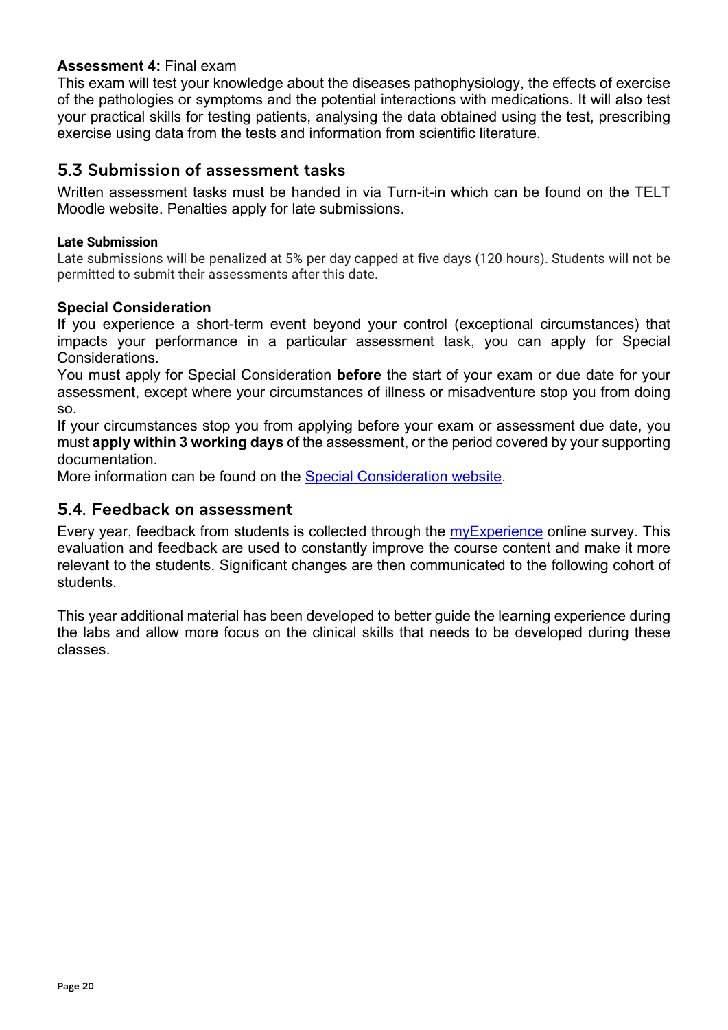**Assessment 4:** Final exam

This exam will test your knowledge about the diseases pathophysiology, the effects of exercise of the pathologies or symptoms and the potential interactions with medications. It will also test your practical skills for testing patients, analysing the data obtained using the test, prescribing exercise using data from the tests and information from scientific literature.

## 5.3 Submission of assessment tasks

Written assessment tasks must be handed in via Turn-it-in which can be found on the TELT Moodle website. Penalties apply for late submissions.

#### Late Submission

Late submissions will be penalized at 5% per day capped at five days (120 hours). Students will not be permitted to submit their assessments after this date.

#### Special Consideration

If you experience a short-term event beyond your control (exceptional circumstances) that impacts your performance in a particular assessment task, you can apply for Special Considerations.

You must apply for Special Consideration **before** the start of your exam or due date for your assessment, except where your circumstances of illness or misadventure stop you from doing so.

If your circumstances stop you from applying before your exam or assessment due date, you must **apply within 3 working days** of the assessment, or the period covered by your supporting documentation.

More information can be found on the [Special Consideration website](#).

## 5.4. Feedback on assessment

Every year, feedback from students is collected through the [myExperience](#) online survey. This evaluation and feedback are used to constantly improve the course content and make it more relevant to the students. Significant changes are then communicated to the following cohort of students.

This year additional material has been developed to better guide the learning experience during the labs and allow more focus on the clinical skills that needs to be developed during these classes.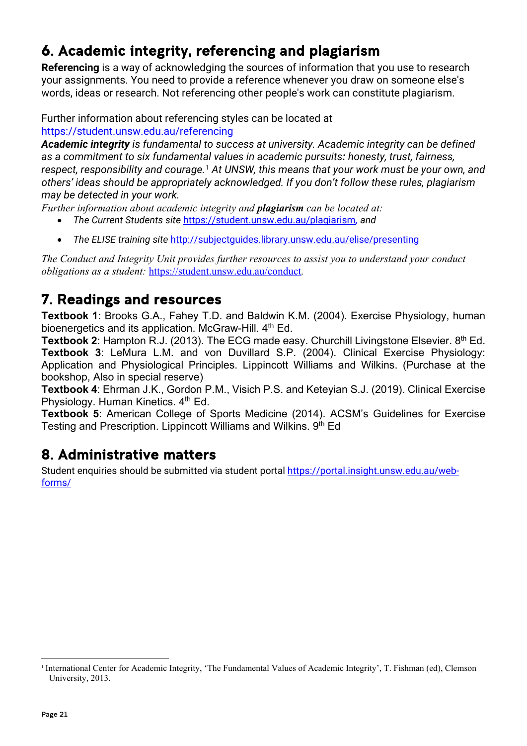## 6. Academic integrity, referencing and plagiarism

**Referencing** is a way of acknowledging the sources of information that you use to research your assignments. You need to provide a reference whenever you draw on someone else's words, ideas or research. Not referencing other people's work can constitute plagiarism.

Further information about referencing styles can be located at https://student.unsw.edu.au/referencing

***Academic integrity*** *is fundamental to success at university. Academic integrity can be defined as a commitment to six fundamental values in academic pursuits**:** honesty, trust, fairness, respect, responsibility and courage.*[1] *At UNSW, this means that your work must be your own, and others' ideas should be appropriately acknowledged. If you don't follow these rules, plagiarism may be detected in your work.*

*Further information about academic integrity and* ***plagiarism*** *can be located at:*

- *The Current Students site* https://student.unsw.edu.au/plagiarism*, and*
- *The ELISE training site* http://subjectguides.library.unsw.edu.au/elise/presenting

*The Conduct and Integrity Unit provides further resources to assist you to understand your conduct obligations as a student:* https://student.unsw.edu.au/conduct*.*

## 7. Readings and resources

**Textbook 1**: Brooks G.A., Fahey T.D. and Baldwin K.M. (2004). Exercise Physiology, human bioenergetics and its application. McGraw-Hill. 4th Ed.

**Textbook 2**: Hampton R.J. (2013). The ECG made easy. Churchill Livingstone Elsevier. 8th Ed.

**Textbook 3**: LeMura L.M. and von Duvillard S.P. (2004). Clinical Exercise Physiology: Application and Physiological Principles. Lippincott Williams and Wilkins. (Purchase at the bookshop, Also in special reserve)

**Textbook 4**: Ehrman J.K., Gordon P.M., Visich P.S. and Keteyian S.J. (2019). Clinical Exercise Physiology. Human Kinetics. 4th Ed.

**Textbook 5**: American College of Sports Medicine (2014). ACSM's Guidelines for Exercise Testing and Prescription. Lippincott Williams and Wilkins. 9th Ed

## 8. Administrative matters

Student enquiries should be submitted via student portal https://portal.insight.unsw.edu.au/web-forms/

---

[1] International Center for Academic Integrity, 'The Fundamental Values of Academic Integrity', T. Fishman (ed), Clemson University, 2013.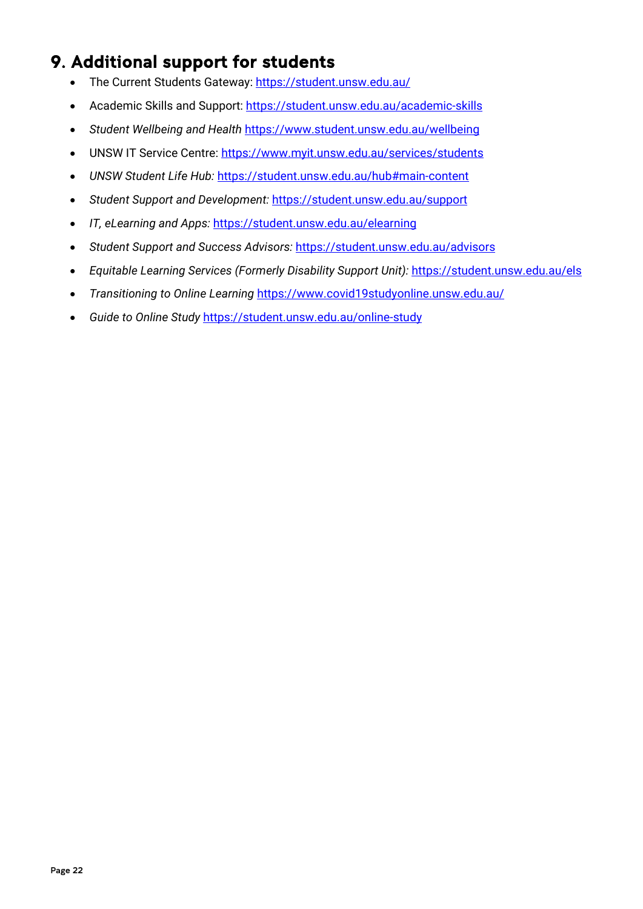## 9. Additional support for students

- The Current Students Gateway: https://student.unsw.edu.au/
- Academic Skills and Support: https://student.unsw.edu.au/academic-skills
- *Student Wellbeing and Health* https://www.student.unsw.edu.au/wellbeing
- UNSW IT Service Centre: https://www.myit.unsw.edu.au/services/students
- *UNSW Student Life Hub:* https://student.unsw.edu.au/hub#main-content
- *Student Support and Development:* https://student.unsw.edu.au/support
- *IT, eLearning and Apps:* https://student.unsw.edu.au/elearning
- *Student Support and Success Advisors:* https://student.unsw.edu.au/advisors
- *Equitable Learning Services (Formerly Disability Support Unit):* https://student.unsw.edu.au/els
- *Transitioning to Online Learning* https://www.covid19studyonline.unsw.edu.au/
- *Guide to Online Study* https://student.unsw.edu.au/online-study